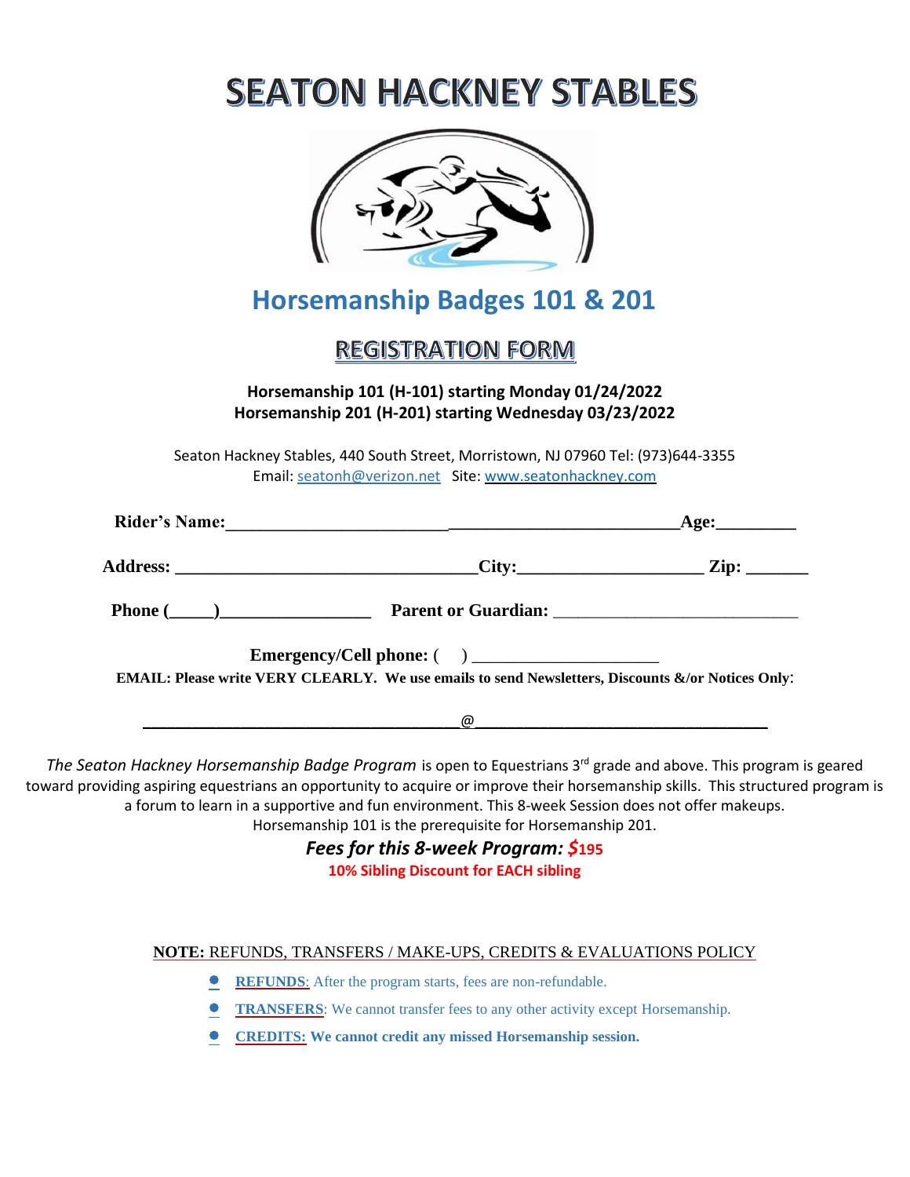# SEATON HACKNEY STABLES

## Horsemanship Badges 101 & 201

## REGISTRATION FORM

**Horsemanship 101 (H-101) starting Monday 01/24/2022**
**Horsemanship 201 (H-201) starting Wednesday 03/23/2022**

Seaton Hackney Stables, 440 South Street, Morristown, NJ 07960 Tel: (973)644-3355
Email: seatonh@verizon.net Site: www.seatonhackney.com

**Rider's Name:**________________________________________________________**Age:**_________

**Address:** __________________________________**City:**____________________ **Zip:** _______

**Phone (_____)**_________________ **Parent or Guardian:** ___________________________

**Emergency/Cell phone:** ( ) _____________________

**EMAIL: Please write VERY CLEARLY. We use emails to send Newsletters, Discounts &/or Notices Only**:

____________________________________@_________________________________

*The Seaton Hackney Horsemanship Badge Program* is open to Equestrians 3rd grade and above. This program is geared toward providing aspiring equestrians an opportunity to acquire or improve their horsemanship skills. This structured program is a forum to learn in a supportive and fun environment. This 8-week Session does not offer makeups. Horsemanship 101 is the prerequisite for Horsemanship 201.

***Fees for this 8-week Program: $*****195**

**10% Sibling Discount for EACH sibling**

**NOTE:** REFUNDS, TRANSFERS / MAKE-UPS, CREDITS & EVALUATIONS POLICY

- **REFUNDS**: After the program starts, fees are non-refundable.
- **TRANSFERS**: We cannot transfer fees to any other activity except Horsemanship.
- **CREDITS: We cannot credit any missed Horsemanship session.**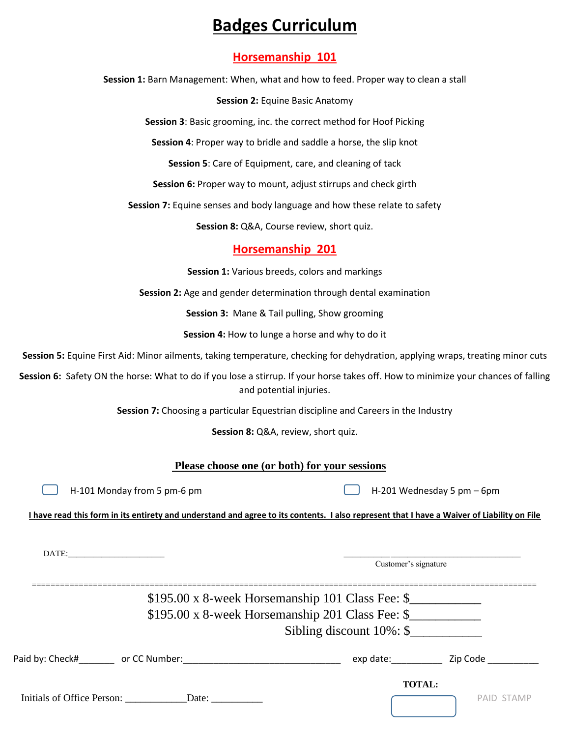# Badges Curriculum

## Horsemanship 101

**Session 1:** Barn Management: When, what and how to feed. Proper way to clean a stall

**Session 2:** Equine Basic Anatomy

**Session 3**: Basic grooming, inc. the correct method for Hoof Picking

**Session 4**: Proper way to bridle and saddle a horse, the slip knot

**Session 5**: Care of Equipment, care, and cleaning of tack

**Session 6:** Proper way to mount, adjust stirrups and check girth

**Session 7:** Equine senses and body language and how these relate to safety

**Session 8:** Q&A, Course review, short quiz.

## Horsemanship 201

**Session 1:** Various breeds, colors and markings

**Session 2:** Age and gender determination through dental examination

**Session 3:** Mane & Tail pulling, Show grooming

**Session 4:** How to lunge a horse and why to do it

**Session 5:** Equine First Aid: Minor ailments, taking temperature, checking for dehydration, applying wraps, treating minor cuts

**Session 6:** Safety ON the horse: What to do if you lose a stirrup. If your horse takes off. How to minimize your chances of falling and potential injuries.

**Session 7:** Choosing a particular Equestrian discipline and Careers in the Industry

**Session 8:** Q&A, review, short quiz.

**Please choose one (or both) for your sessions**

☐ H-101 Monday from 5 pm-6 pm

☐ H-201 Wednesday 5 pm – 6pm

**I have read this form in its entirety and understand and agree to its contents. I also represent that I have a Waiver of Liability on File**

DATE:____________________

______________________________
Customer's signature

====================================================================================================

$195.00 x 8-week Horsemanship 101 Class Fee: $___________

$195.00 x 8-week Horsemanship 201 Class Fee: $___________

Sibling discount 10%: $___________

Paid by: Check#_______ or CC Number:_______________________________ exp date:_________ Zip Code __________

**TOTAL:**

Initials of Office Person: ____________Date: __________

PAID STAMP